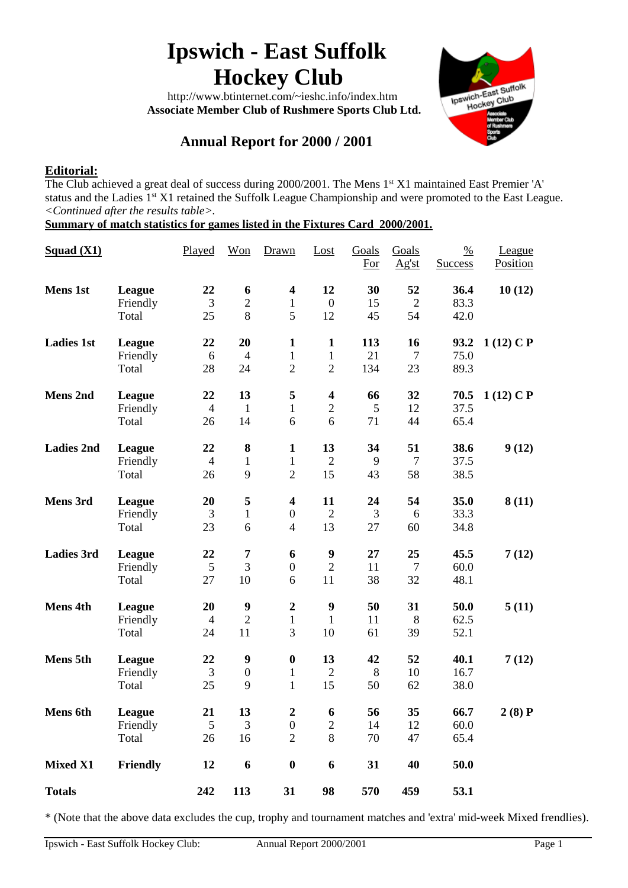# Ipswich - East Suffolk Hockey Club

http://www.btinternet.com/~ieshc.info/index.htm
**Associate Member Club of Rushmere Sports Club Ltd.**

## Annual Report for 2000 / 2001

**Editorial:**

The Club achieved a great deal of success during 2000/2001. The Mens 1st X1 maintained East Premier 'A' status and the Ladies 1st X1 retained the Suffolk League Championship and were promoted to the East League. *<Continued after the results table>.*

**Summary of match statistics for games listed in the Fixtures Card 2000/2001.**

| Squad (X1) | | Played | Won | Drawn | Lost | Goals For | Goals Ag'st | % Success | League Position |
|---|---|---|---|---|---|---|---|---|---|
| **Mens 1st** | **League** | **22** | **6** | **4** | **12** | **30** | **52** | **36.4** | **10 (12)** |
| | Friendly | 3 | 2 | 1 | 0 | 15 | 2 | 83.3 | |
| | Total | 25 | 8 | 5 | 12 | 45 | 54 | 42.0 | |
| **Ladies 1st** | **League** | **22** | **20** | **1** | **1** | **113** | **16** | **93.2** | **1 (12) C P** |
| | Friendly | 6 | 4 | 1 | 1 | 21 | 7 | 75.0 | |
| | Total | 28 | 24 | 2 | 2 | 134 | 23 | 89.3 | |
| **Mens 2nd** | **League** | **22** | **13** | **5** | **4** | **66** | **32** | **70.5** | **1 (12) C P** |
| | Friendly | 4 | 1 | 1 | 2 | 5 | 12 | 37.5 | |
| | Total | 26 | 14 | 6 | 6 | 71 | 44 | 65.4 | |
| **Ladies 2nd** | **League** | **22** | **8** | **1** | **13** | **34** | **51** | **38.6** | **9 (12)** |
| | Friendly | 4 | 1 | 1 | 2 | 9 | 7 | 37.5 | |
| | Total | 26 | 9 | 2 | 15 | 43 | 58 | 38.5 | |
| **Mens 3rd** | **League** | **20** | **5** | **4** | **11** | **24** | **54** | **35.0** | **8 (11)** |
| | Friendly | 3 | 1 | 0 | 2 | 3 | 6 | 33.3 | |
| | Total | 23 | 6 | 4 | 13 | 27 | 60 | 34.8 | |
| **Ladies 3rd** | **League** | **22** | **7** | **6** | **9** | **27** | **25** | **45.5** | **7 (12)** |
| | Friendly | 5 | 3 | 0 | 2 | 11 | 7 | 60.0 | |
| | Total | 27 | 10 | 6 | 11 | 38 | 32 | 48.1 | |
| **Mens 4th** | **League** | **20** | **9** | **2** | **9** | **50** | **31** | **50.0** | **5 (11)** |
| | Friendly | 4 | 2 | 1 | 1 | 11 | 8 | 62.5 | |
| | Total | 24 | 11 | 3 | 10 | 61 | 39 | 52.1 | |
| **Mens 5th** | **League** | **22** | **9** | **0** | **13** | **42** | **52** | **40.1** | **7 (12)** |
| | Friendly | 3 | 0 | 1 | 2 | 8 | 10 | 16.7 | |
| | Total | 25 | 9 | 1 | 15 | 50 | 62 | 38.0 | |
| **Mens 6th** | **League** | **21** | **13** | **2** | **6** | **56** | **35** | **66.7** | **2 (8) P** |
| | Friendly | 5 | 3 | 0 | 2 | 14 | 12 | 60.0 | |
| | Total | 26 | 16 | 2 | 8 | 70 | 47 | 65.4 | |
| **Mixed X1** | **Friendly** | **12** | **6** | **0** | **6** | **31** | **40** | **50.0** | |
| **Totals** | | **242** | **113** | **31** | **98** | **570** | **459** | **53.1** | |

* (Note that the above data excludes the cup, trophy and tournament matches and 'extra' mid-week Mixed frendlies).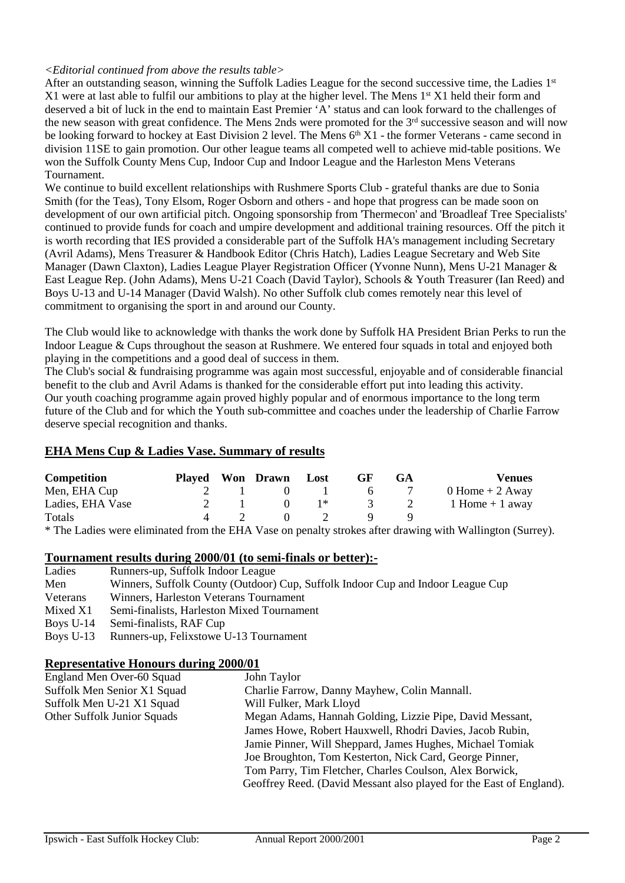*<Editorial continued from above the results table>*

After an outstanding season, winning the Suffolk Ladies League for the second successive time, the Ladies 1st X1 were at last able to fulfil our ambitions to play at the higher level. The Mens 1st X1 held their form and deserved a bit of luck in the end to maintain East Premier 'A' status and can look forward to the challenges of the new season with great confidence. The Mens 2nds were promoted for the 3rd successive season and will now be looking forward to hockey at East Division 2 level. The Mens 6th X1 - the former Veterans - came second in division 11SE to gain promotion. Our other league teams all competed well to achieve mid-table positions. We won the Suffolk County Mens Cup, Indoor Cup and Indoor League and the Harleston Mens Veterans Tournament.

We continue to build excellent relationships with Rushmere Sports Club - grateful thanks are due to Sonia Smith (for the Teas), Tony Elsom, Roger Osborn and others - and hope that progress can be made soon on development of our own artificial pitch. Ongoing sponsorship from 'Thermecon' and 'Broadleaf Tree Specialists' continued to provide funds for coach and umpire development and additional training resources. Off the pitch it is worth recording that IES provided a considerable part of the Suffolk HA's management including Secretary (Avril Adams), Mens Treasurer & Handbook Editor (Chris Hatch), Ladies League Secretary and Web Site Manager (Dawn Claxton), Ladies League Player Registration Officer (Yvonne Nunn), Mens U-21 Manager & East League Rep. (John Adams), Mens U-21 Coach (David Taylor), Schools & Youth Treasurer (Ian Reed) and Boys U-13 and U-14 Manager (David Walsh). No other Suffolk club comes remotely near this level of commitment to organising the sport in and around our County.

The Club would like to acknowledge with thanks the work done by Suffolk HA President Brian Perks to run the Indoor League & Cups throughout the season at Rushmere. We entered four squads in total and enjoyed both playing in the competitions and a good deal of success in them.

The Club's social & fundraising programme was again most successful, enjoyable and of considerable financial benefit to the club and Avril Adams is thanked for the considerable effort put into leading this activity.

Our youth coaching programme again proved highly popular and of enormous importance to the long term future of the Club and for which the Youth sub-committee and coaches under the leadership of Charlie Farrow deserve special recognition and thanks.

## EHA Mens Cup & Ladies Vase. Summary of results

| Competition | Played | Won | Drawn | Lost | GF | GA | Venues |
|---|---|---|---|---|---|---|---|
| Men, EHA Cup | 2 | 1 | 0 | 1 | 6 | 7 | 0 Home + 2 Away |
| Ladies, EHA Vase | 2 | 1 | 0 | 1* | 3 | 2 | 1 Home + 1 away |
| Totals | 4 | 2 | 0 | 2 | 9 | 9 | |

\* The Ladies were eliminated from the EHA Vase on penalty strokes after drawing with Wallington (Surrey).

## Tournament results during 2000/01 (to semi-finals or better):-

| | |
|---|---|
| Ladies | Runners-up, Suffolk Indoor League |
| Men | Winners, Suffolk County (Outdoor) Cup, Suffolk Indoor Cup and Indoor League Cup |
| Veterans | Winners, Harleston Veterans Tournament |
| Mixed X1 | Semi-finalists, Harleston Mixed Tournament |
| Boys U-14 | Semi-finalists, RAF Cup |
| Boys U-13 | Runners-up, Felixstowe U-13 Tournament |

## Representative Honours during 2000/01

| | |
|---|---|
| England Men Over-60 Squad | John Taylor |
| Suffolk Men Senior X1 Squad | Charlie Farrow, Danny Mayhew, Colin Mannall. |
| Suffolk Men U-21 X1 Squad | Will Fulker, Mark Lloyd |
| Other Suffolk Junior Squads | Megan Adams, Hannah Golding, Lizzie Pipe, David Messant, James Howe, Robert Hauxwell, Rhodri Davies, Jacob Rubin, Jamie Pinner, Will Sheppard, James Hughes, Michael Tomiak Joe Broughton, Tom Kesterton, Nick Card, George Pinner, Tom Parry, Tim Fletcher, Charles Coulson, Alex Borwick, Geoffrey Reed. (David Messant also played for the East of England). |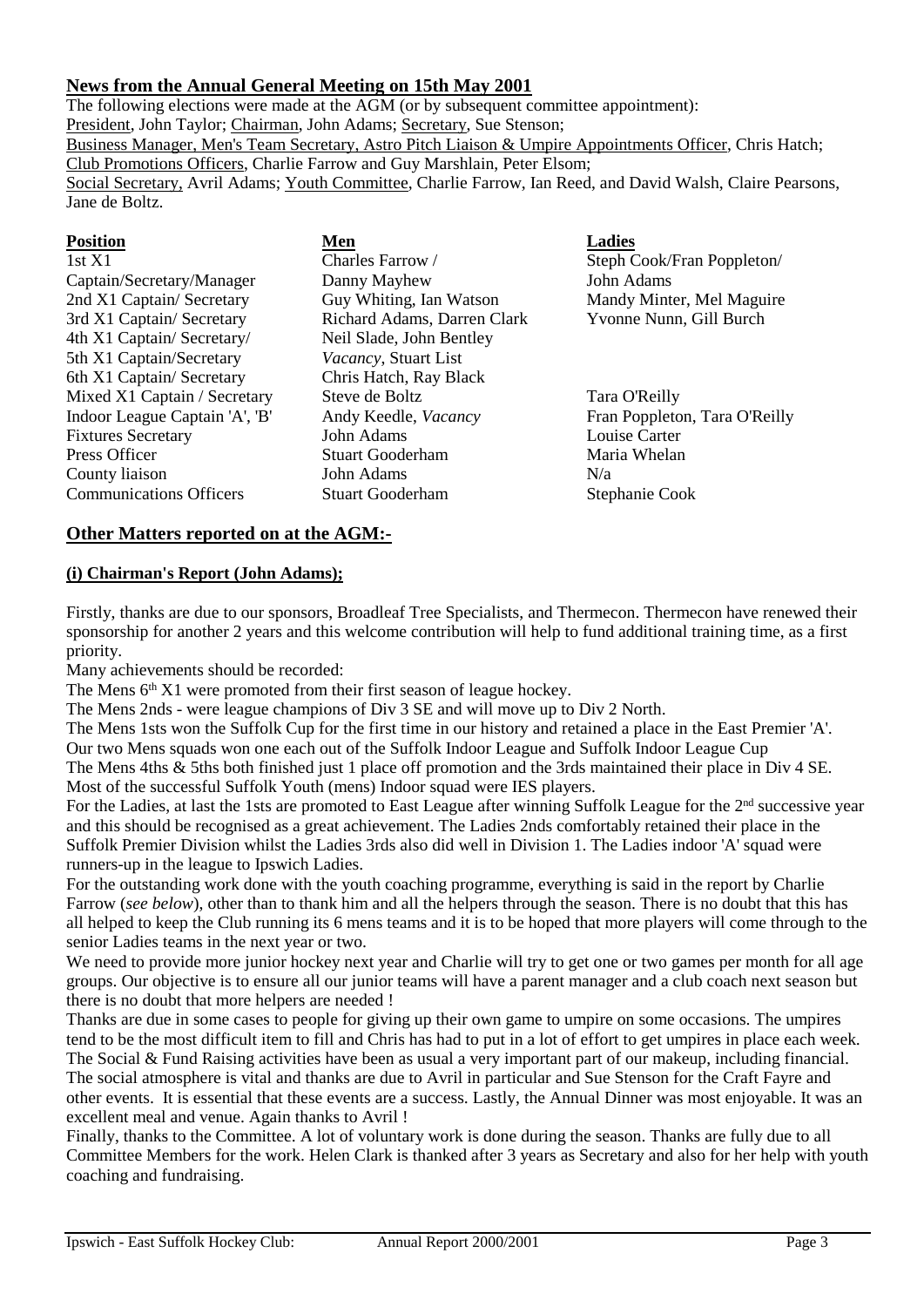## News from the Annual General Meeting on 15th May 2001

The following elections were made at the AGM (or by subsequent committee appointment):

President, John Taylor; Chairman, John Adams; Secretary, Sue Stenson;

Business Manager, Men's Team Secretary, Astro Pitch Liaison & Umpire Appointments Officer, Chris Hatch;

Club Promotions Officers, Charlie Farrow and Guy Marshlain, Peter Elsom;

Social Secretary, Avril Adams; Youth Committee, Charlie Farrow, Ian Reed, and David Walsh, Claire Pearsons, Jane de Boltz.

| Position | Men | Ladies |
|---|---|---|
| 1st X1 Captain/Secretary/Manager | Charles Farrow / Danny Mayhew | Steph Cook/Fran Poppleton/ John Adams |
| 2nd X1 Captain/ Secretary | Guy Whiting, Ian Watson | Mandy Minter, Mel Maguire |
| 3rd X1 Captain/ Secretary | Richard Adams, Darren Clark | Yvonne Nunn, Gill Burch |
| 4th X1 Captain/ Secretary/ | Neil Slade, John Bentley | |
| 5th X1 Captain/Secretary | *Vacancy*, Stuart List | |
| 6th X1 Captain/ Secretary | Chris Hatch, Ray Black | |
| Mixed X1 Captain / Secretary | Steve de Boltz | Tara O'Reilly |
| Indoor League Captain 'A', 'B' | Andy Keedle, *Vacancy* | Fran Poppleton, Tara O'Reilly |
| Fixtures Secretary | John Adams | Louise Carter |
| Press Officer | Stuart Gooderham | Maria Whelan |
| County liaison | John Adams | N/a |
| Communications Officers | Stuart Gooderham | Stephanie Cook |

## Other Matters reported on at the AGM:-

### (i) Chairman's Report (John Adams);

Firstly, thanks are due to our sponsors, Broadleaf Tree Specialists, and Thermecon. Thermecon have renewed their sponsorship for another 2 years and this welcome contribution will help to fund additional training time, as a first priority.

Many achievements should be recorded:

The Mens 6th X1 were promoted from their first season of league hockey.

The Mens 2nds - were league champions of Div 3 SE and will move up to Div 2 North.

The Mens 1sts won the Suffolk Cup for the first time in our history and retained a place in the East Premier 'A'.

Our two Mens squads won one each out of the Suffolk Indoor League and Suffolk Indoor League Cup

The Mens 4ths & 5ths both finished just 1 place off promotion and the 3rds maintained their place in Div 4 SE.

Most of the successful Suffolk Youth (mens) Indoor squad were IES players.

For the Ladies, at last the 1sts are promoted to East League after winning Suffolk League for the 2nd successive year and this should be recognised as a great achievement. The Ladies 2nds comfortably retained their place in the Suffolk Premier Division whilst the Ladies 3rds also did well in Division 1. The Ladies indoor 'A' squad were runners-up in the league to Ipswich Ladies.

For the outstanding work done with the youth coaching programme, everything is said in the report by Charlie Farrow (*see below*), other than to thank him and all the helpers through the season. There is no doubt that this has all helped to keep the Club running its 6 mens teams and it is to be hoped that more players will come through to the senior Ladies teams in the next year or two.

We need to provide more junior hockey next year and Charlie will try to get one or two games per month for all age groups. Our objective is to ensure all our junior teams will have a parent manager and a club coach next season but there is no doubt that more helpers are needed !

Thanks are due in some cases to people for giving up their own game to umpire on some occasions. The umpires tend to be the most difficult item to fill and Chris has had to put in a lot of effort to get umpires in place each week.

The Social & Fund Raising activities have been as usual a very important part of our makeup, including financial. The social atmosphere is vital and thanks are due to Avril in particular and Sue Stenson for the Craft Fayre and other events. It is essential that these events are a success. Lastly, the Annual Dinner was most enjoyable. It was an excellent meal and venue. Again thanks to Avril !

Finally, thanks to the Committee. A lot of voluntary work is done during the season. Thanks are fully due to all Committee Members for the work. Helen Clark is thanked after 3 years as Secretary and also for her help with youth coaching and fundraising.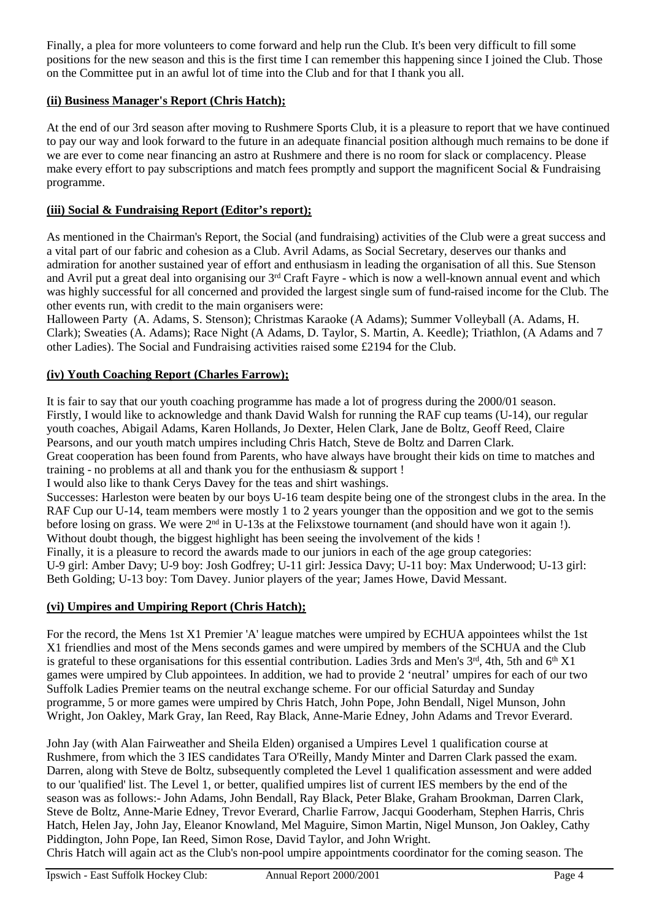Finally, a plea for more volunteers to come forward and help run the Club. It's been very difficult to fill some positions for the new season and this is the first time I can remember this happening since I joined the Club. Those on the Committee put in an awful lot of time into the Club and for that I thank you all.

**(ii) Business Manager's Report (Chris Hatch);**

At the end of our 3rd season after moving to Rushmere Sports Club, it is a pleasure to report that we have continued to pay our way and look forward to the future in an adequate financial position although much remains to be done if we are ever to come near financing an astro at Rushmere and there is no room for slack or complacency. Please make every effort to pay subscriptions and match fees promptly and support the magnificent Social & Fundraising programme.

**(iii) Social & Fundraising Report (Editor's report);**

As mentioned in the Chairman's Report, the Social (and fundraising) activities of the Club were a great success and a vital part of our fabric and cohesion as a Club. Avril Adams, as Social Secretary, deserves our thanks and admiration for another sustained year of effort and enthusiasm in leading the organisation of all this. Sue Stenson and Avril put a great deal into organising our 3rd Craft Fayre - which is now a well-known annual event and which was highly successful for all concerned and provided the largest single sum of fund-raised income for the Club. The other events run, with credit to the main organisers were:
Halloween Party (A. Adams, S. Stenson); Christmas Karaoke (A Adams); Summer Volleyball (A. Adams, H. Clark); Sweaties (A. Adams); Race Night (A Adams, D. Taylor, S. Martin, A. Keedle); Triathlon, (A Adams and 7 other Ladies). The Social and Fundraising activities raised some £2194 for the Club.

**(iv) Youth Coaching Report (Charles Farrow);**

It is fair to say that our youth coaching programme has made a lot of progress during the 2000/01 season.
Firstly, I would like to acknowledge and thank David Walsh for running the RAF cup teams (U-14), our regular youth coaches, Abigail Adams, Karen Hollands, Jo Dexter, Helen Clark, Jane de Boltz, Geoff Reed, Claire Pearsons, and our youth match umpires including Chris Hatch, Steve de Boltz and Darren Clark.
Great cooperation has been found from Parents, who have always have brought their kids on time to matches and training - no problems at all and thank you for the enthusiasm & support !
I would also like to thank Cerys Davey for the teas and shirt washings.
Successes: Harleston were beaten by our boys U-16 team despite being one of the strongest clubs in the area. In the RAF Cup our U-14, team members were mostly 1 to 2 years younger than the opposition and we got to the semis before losing on grass. We were 2nd in U-13s at the Felixstowe tournament (and should have won it again !).
Without doubt though, the biggest highlight has been seeing the involvement of the kids !
Finally, it is a pleasure to record the awards made to our juniors in each of the age group categories:
U-9 girl: Amber Davy; U-9 boy: Josh Godfrey; U-11 girl: Jessica Davy; U-11 boy: Max Underwood; U-13 girl: Beth Golding; U-13 boy: Tom Davey. Junior players of the year; James Howe, David Messant.

**(vi) Umpires and Umpiring Report (Chris Hatch);**

For the record, the Mens 1st X1 Premier 'A' league matches were umpired by ECHUA appointees whilst the 1st X1 friendlies and most of the Mens seconds games and were umpired by members of the SCHUA and the Club is grateful to these organisations for this essential contribution. Ladies 3rds and Men's 3rd, 4th, 5th and 6th X1 games were umpired by Club appointees. In addition, we had to provide 2 'neutral' umpires for each of our two Suffolk Ladies Premier teams on the neutral exchange scheme. For our official Saturday and Sunday programme, 5 or more games were umpired by Chris Hatch, John Pope, John Bendall, Nigel Munson, John Wright, Jon Oakley, Mark Gray, Ian Reed, Ray Black, Anne-Marie Edney, John Adams and Trevor Everard.

John Jay (with Alan Fairweather and Sheila Elden) organised a Umpires Level 1 qualification course at Rushmere, from which the 3 IES candidates Tara O'Reilly, Mandy Minter and Darren Clark passed the exam. Darren, along with Steve de Boltz, subsequently completed the Level 1 qualification assessment and were added to our 'qualified' list. The Level 1, or better, qualified umpires list of current IES members by the end of the season was as follows:- John Adams, John Bendall, Ray Black, Peter Blake, Graham Brookman, Darren Clark, Steve de Boltz, Anne-Marie Edney, Trevor Everard, Charlie Farrow, Jacqui Gooderham, Stephen Harris, Chris Hatch, Helen Jay, John Jay, Eleanor Knowland, Mel Maguire, Simon Martin, Nigel Munson, Jon Oakley, Cathy Piddington, John Pope, Ian Reed, Simon Rose, David Taylor, and John Wright.
Chris Hatch will again act as the Club's non-pool umpire appointments coordinator for the coming season. The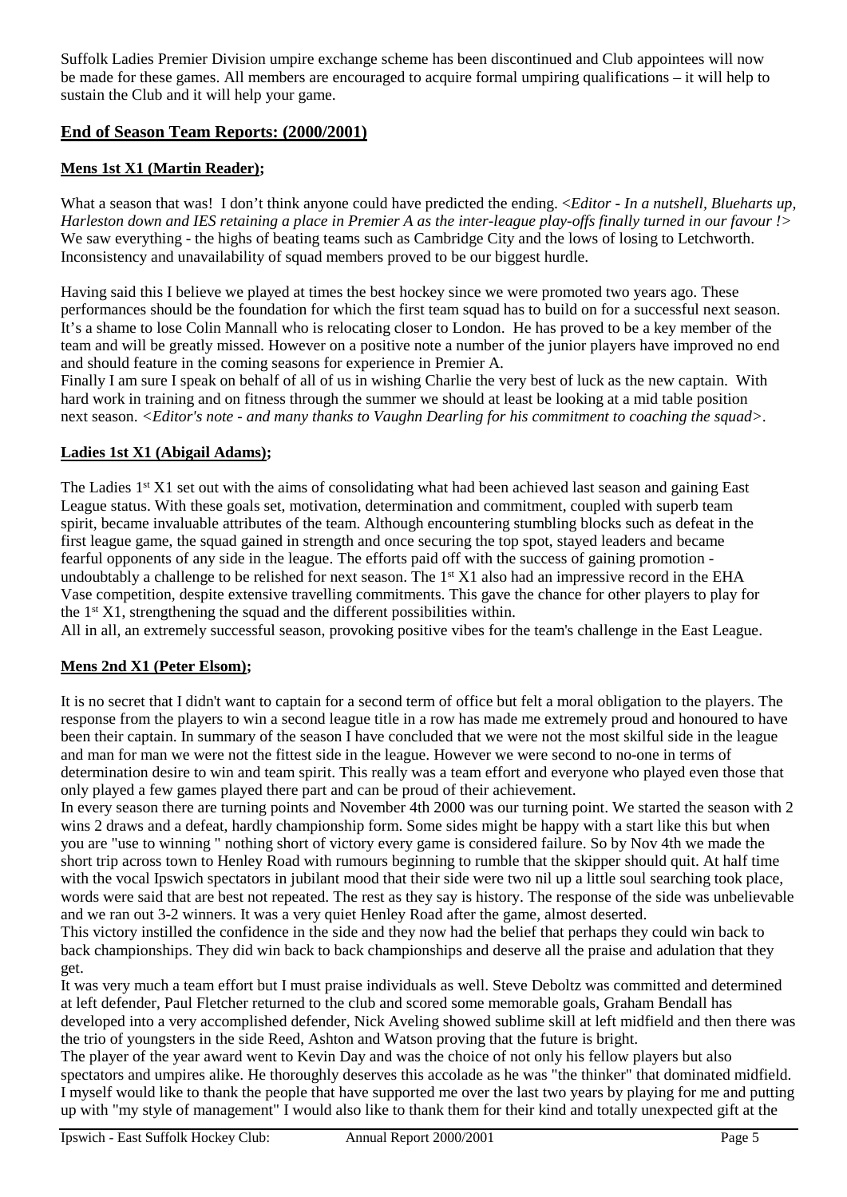Suffolk Ladies Premier Division umpire exchange scheme has been discontinued and Club appointees will now be made for these games. All members are encouraged to acquire formal umpiring qualifications – it will help to sustain the Club and it will help your game.

## End of Season Team Reports: (2000/2001)

### Mens 1st X1 (Martin Reader);

What a season that was! I don't think anyone could have predicted the ending. <*Editor - In a nutshell, Blueharts up, Harleston down and IES retaining a place in Premier A as the inter-league play-offs finally turned in our favour !*> We saw everything - the highs of beating teams such as Cambridge City and the lows of losing to Letchworth. Inconsistency and unavailability of squad members proved to be our biggest hurdle.

Having said this I believe we played at times the best hockey since we were promoted two years ago. These performances should be the foundation for which the first team squad has to build on for a successful next season. It's a shame to lose Colin Mannall who is relocating closer to London. He has proved to be a key member of the team and will be greatly missed. However on a positive note a number of the junior players have improved no end and should feature in the coming seasons for experience in Premier A.

Finally I am sure I speak on behalf of all of us in wishing Charlie the very best of luck as the new captain. With hard work in training and on fitness through the summer we should at least be looking at a mid table position next season. <*Editor's note - and many thanks to Vaughn Dearling for his commitment to coaching the squad*>.

### Ladies 1st X1 (Abigail Adams);

The Ladies 1st X1 set out with the aims of consolidating what had been achieved last season and gaining East League status. With these goals set, motivation, determination and commitment, coupled with superb team spirit, became invaluable attributes of the team. Although encountering stumbling blocks such as defeat in the first league game, the squad gained in strength and once securing the top spot, stayed leaders and became fearful opponents of any side in the league. The efforts paid off with the success of gaining promotion - undoubtably a challenge to be relished for next season. The 1st X1 also had an impressive record in the EHA Vase competition, despite extensive travelling commitments. This gave the chance for other players to play for the 1st X1, strengthening the squad and the different possibilities within.

All in all, an extremely successful season, provoking positive vibes for the team's challenge in the East League.

### Mens 2nd X1 (Peter Elsom);

It is no secret that I didn't want to captain for a second term of office but felt a moral obligation to the players. The response from the players to win a second league title in a row has made me extremely proud and honoured to have been their captain. In summary of the season I have concluded that we were not the most skilful side in the league and man for man we were not the fittest side in the league. However we were second to no-one in terms of determination desire to win and team spirit. This really was a team effort and everyone who played even those that only played a few games played there part and can be proud of their achievement.

In every season there are turning points and November 4th 2000 was our turning point. We started the season with 2 wins 2 draws and a defeat, hardly championship form. Some sides might be happy with a start like this but when you are "use to winning " nothing short of victory every game is considered failure. So by Nov 4th we made the short trip across town to Henley Road with rumours beginning to rumble that the skipper should quit. At half time with the vocal Ipswich spectators in jubilant mood that their side were two nil up a little soul searching took place, words were said that are best not repeated. The rest as they say is history. The response of the side was unbelievable and we ran out 3-2 winners. It was a very quiet Henley Road after the game, almost deserted.

This victory instilled the confidence in the side and they now had the belief that perhaps they could win back to back championships. They did win back to back championships and deserve all the praise and adulation that they get.

It was very much a team effort but I must praise individuals as well. Steve Deboltz was committed and determined at left defender, Paul Fletcher returned to the club and scored some memorable goals, Graham Bendall has developed into a very accomplished defender, Nick Aveling showed sublime skill at left midfield and then there was the trio of youngsters in the side Reed, Ashton and Watson proving that the future is bright.

The player of the year award went to Kevin Day and was the choice of not only his fellow players but also spectators and umpires alike. He thoroughly deserves this accolade as he was "the thinker" that dominated midfield. I myself would like to thank the people that have supported me over the last two years by playing for me and putting up with "my style of management" I would also like to thank them for their kind and totally unexpected gift at the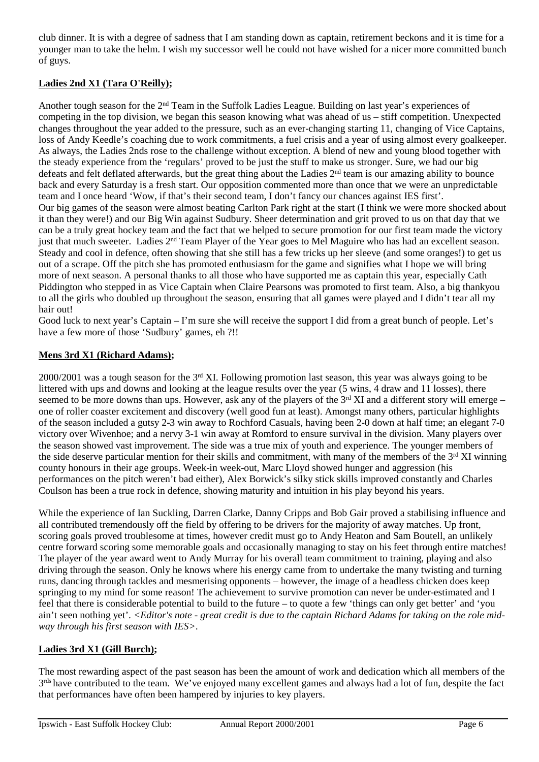club dinner. It is with a degree of sadness that I am standing down as captain, retirement beckons and it is time for a younger man to take the helm. I wish my successor well he could not have wished for a nicer more committed bunch of guys.

**Ladies 2nd XI (Tara O'Reilly);**

Another tough season for the 2nd Team in the Suffolk Ladies League. Building on last year's experiences of competing in the top division, we began this season knowing what was ahead of us – stiff competition. Unexpected changes throughout the year added to the pressure, such as an ever-changing starting 11, changing of Vice Captains, loss of Andy Keedle's coaching due to work commitments, a fuel crisis and a year of using almost every goalkeeper. As always, the Ladies 2nds rose to the challenge without exception. A blend of new and young blood together with the steady experience from the 'regulars' proved to be just the stuff to make us stronger. Sure, we had our big defeats and felt deflated afterwards, but the great thing about the Ladies 2nd team is our amazing ability to bounce back and every Saturday is a fresh start. Our opposition commented more than once that we were an unpredictable team and I once heard 'Wow, if that's their second team, I don't fancy our chances against IES first'.
Our big games of the season were almost beating Carlton Park right at the start (I think we were more shocked about it than they were!) and our Big Win against Sudbury. Sheer determination and grit proved to us on that day that we can be a truly great hockey team and the fact that we helped to secure promotion for our first team made the victory just that much sweeter. Ladies 2nd Team Player of the Year goes to Mel Maguire who has had an excellent season. Steady and cool in defence, often showing that she still has a few tricks up her sleeve (and some oranges!) to get us out of a scrape. Off the pitch she has promoted enthusiasm for the game and signifies what I hope we will bring more of next season. A personal thanks to all those who have supported me as captain this year, especially Cath Piddington who stepped in as Vice Captain when Claire Pearsons was promoted to first team. Also, a big thankyou to all the girls who doubled up throughout the season, ensuring that all games were played and I didn't tear all my hair out!
Good luck to next year's Captain – I'm sure she will receive the support I did from a great bunch of people. Let's have a few more of those 'Sudbury' games, eh ?!!

**Mens 3rd XI (Richard Adams);**

2000/2001 was a tough season for the 3rd XI. Following promotion last season, this year was always going to be littered with ups and downs and looking at the league results over the year (5 wins, 4 draw and 11 losses), there seemed to be more downs than ups. However, ask any of the players of the 3rd XI and a different story will emerge – one of roller coaster excitement and discovery (well good fun at least). Amongst many others, particular highlights of the season included a gutsy 2-3 win away to Rochford Casuals, having been 2-0 down at half time; an elegant 7-0 victory over Wivenhoe; and a nervy 3-1 win away at Romford to ensure survival in the division. Many players over the season showed vast improvement. The side was a true mix of youth and experience. The younger members of the side deserve particular mention for their skills and commitment, with many of the members of the 3rd XI winning county honours in their age groups. Week-in week-out, Marc Lloyd showed hunger and aggression (his performances on the pitch weren't bad either), Alex Borwick's silky stick skills improved constantly and Charles Coulson has been a true rock in defence, showing maturity and intuition in his play beyond his years.

While the experience of Ian Suckling, Darren Clarke, Danny Cripps and Bob Gair proved a stabilising influence and all contributed tremendously off the field by offering to be drivers for the majority of away matches. Up front, scoring goals proved troublesome at times, however credit must go to Andy Heaton and Sam Boutell, an unlikely centre forward scoring some memorable goals and occasionally managing to stay on his feet through entire matches! The player of the year award went to Andy Murray for his overall team commitment to training, playing and also driving through the season. Only he knows where his energy came from to undertake the many twisting and turning runs, dancing through tackles and mesmerising opponents – however, the image of a headless chicken does keep springing to my mind for some reason! The achievement to survive promotion can never be under-estimated and I feel that there is considerable potential to build to the future – to quote a few 'things can only get better' and 'you ain't seen nothing yet'. *<Editor's note - great credit is due to the captain Richard Adams for taking on the role mid-way through his first season with IES>.*

**Ladies 3rd XI (Gill Burch);**

The most rewarding aspect of the past season has been the amount of work and dedication which all members of the 3rds have contributed to the team. We've enjoyed many excellent games and always had a lot of fun, despite the fact that performances have often been hampered by injuries to key players.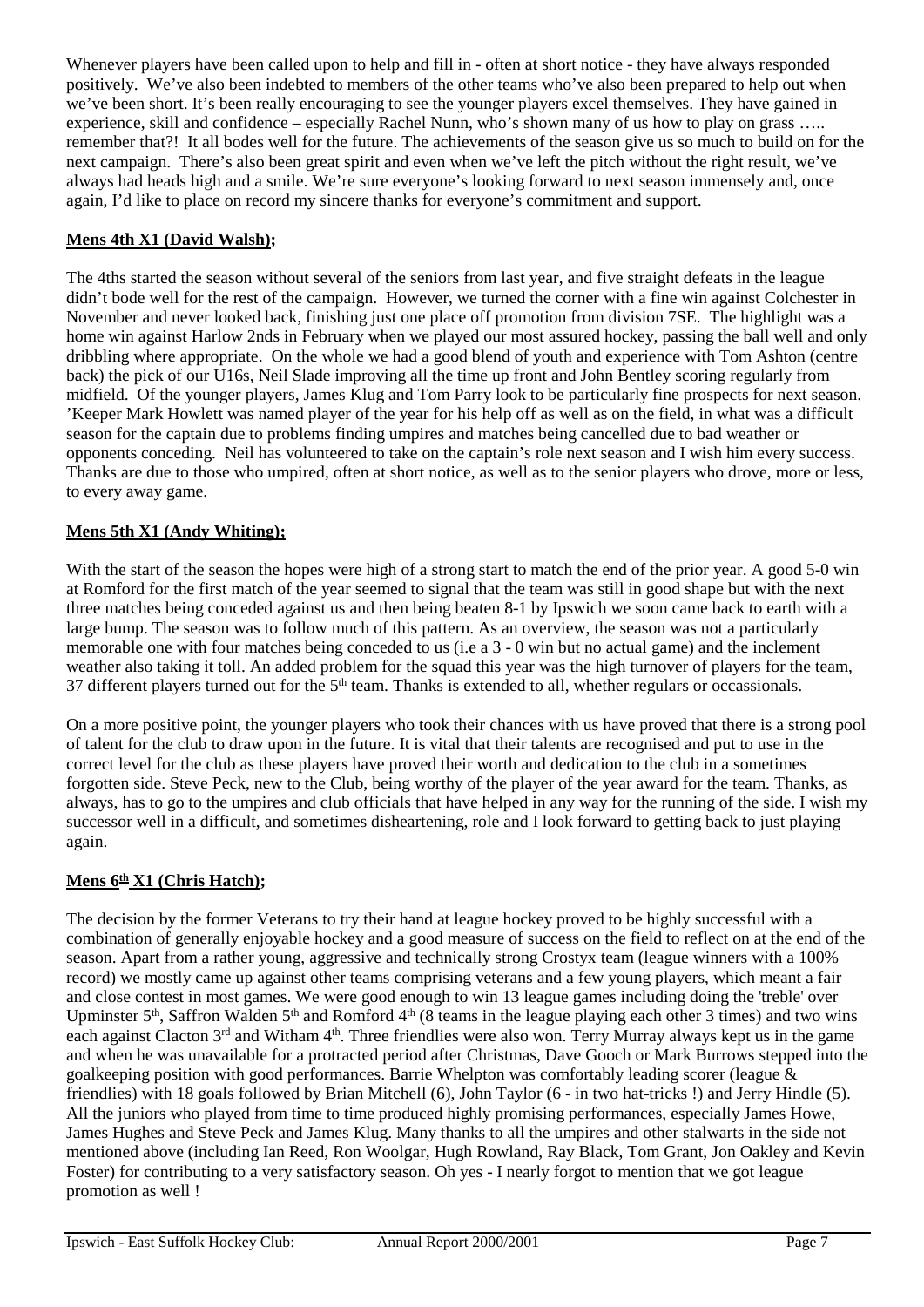Whenever players have been called upon to help and fill in - often at short notice - they have always responded positively. We've also been indebted to members of the other teams who've also been prepared to help out when we've been short. It's been really encouraging to see the younger players excel themselves. They have gained in experience, skill and confidence – especially Rachel Nunn, who's shown many of us how to play on grass ….. remember that?! It all bodes well for the future. The achievements of the season give us so much to build on for the next campaign. There's also been great spirit and even when we've left the pitch without the right result, we've always had heads high and a smile. We're sure everyone's looking forward to next season immensely and, once again, I'd like to place on record my sincere thanks for everyone's commitment and support.

**Mens 4th X1 (David Walsh);**

The 4ths started the season without several of the seniors from last year, and five straight defeats in the league didn't bode well for the rest of the campaign. However, we turned the corner with a fine win against Colchester in November and never looked back, finishing just one place off promotion from division 7SE. The highlight was a home win against Harlow 2nds in February when we played our most assured hockey, passing the ball well and only dribbling where appropriate. On the whole we had a good blend of youth and experience with Tom Ashton (centre back) the pick of our U16s, Neil Slade improving all the time up front and John Bentley scoring regularly from midfield. Of the younger players, James Klug and Tom Parry look to be particularly fine prospects for next season. 'Keeper Mark Howlett was named player of the year for his help off as well as on the field, in what was a difficult season for the captain due to problems finding umpires and matches being cancelled due to bad weather or opponents conceding. Neil has volunteered to take on the captain's role next season and I wish him every success. Thanks are due to those who umpired, often at short notice, as well as to the senior players who drove, more or less, to every away game.

**Mens 5th X1 (Andy Whiting);**

With the start of the season the hopes were high of a strong start to match the end of the prior year. A good 5-0 win at Romford for the first match of the year seemed to signal that the team was still in good shape but with the next three matches being conceded against us and then being beaten 8-1 by Ipswich we soon came back to earth with a large bump. The season was to follow much of this pattern. As an overview, the season was not a particularly memorable one with four matches being conceded to us (i.e a 3 - 0 win but no actual game) and the inclement weather also taking it toll. An added problem for the squad this year was the high turnover of players for the team, 37 different players turned out for the 5th team. Thanks is extended to all, whether regulars or occassionals.

On a more positive point, the younger players who took their chances with us have proved that there is a strong pool of talent for the club to draw upon in the future. It is vital that their talents are recognised and put to use in the correct level for the club as these players have proved their worth and dedication to the club in a sometimes forgotten side. Steve Peck, new to the Club, being worthy of the player of the year award for the team. Thanks, as always, has to go to the umpires and club officials that have helped in any way for the running of the side. I wish my successor well in a difficult, and sometimes disheartening, role and I look forward to getting back to just playing again.

**Mens 6th X1 (Chris Hatch);**

The decision by the former Veterans to try their hand at league hockey proved to be highly successful with a combination of generally enjoyable hockey and a good measure of success on the field to reflect on at the end of the season. Apart from a rather young, aggressive and technically strong Crostyx team (league winners with a 100% record) we mostly came up against other teams comprising veterans and a few young players, which meant a fair and close contest in most games. We were good enough to win 13 league games including doing the 'treble' over Upminster 5th, Saffron Walden 5th and Romford 4th (8 teams in the league playing each other 3 times) and two wins each against Clacton 3rd and Witham 4th. Three friendlies were also won. Terry Murray always kept us in the game and when he was unavailable for a protracted period after Christmas, Dave Gooch or Mark Burrows stepped into the goalkeeping position with good performances. Barrie Whelpton was comfortably leading scorer (league & friendlies) with 18 goals followed by Brian Mitchell (6), John Taylor (6 - in two hat-tricks !) and Jerry Hindle (5). All the juniors who played from time to time produced highly promising performances, especially James Howe, James Hughes and Steve Peck and James Klug. Many thanks to all the umpires and other stalwarts in the side not mentioned above (including Ian Reed, Ron Woolgar, Hugh Rowland, Ray Black, Tom Grant, Jon Oakley and Kevin Foster) for contributing to a very satisfactory season. Oh yes - I nearly forgot to mention that we got league promotion as well !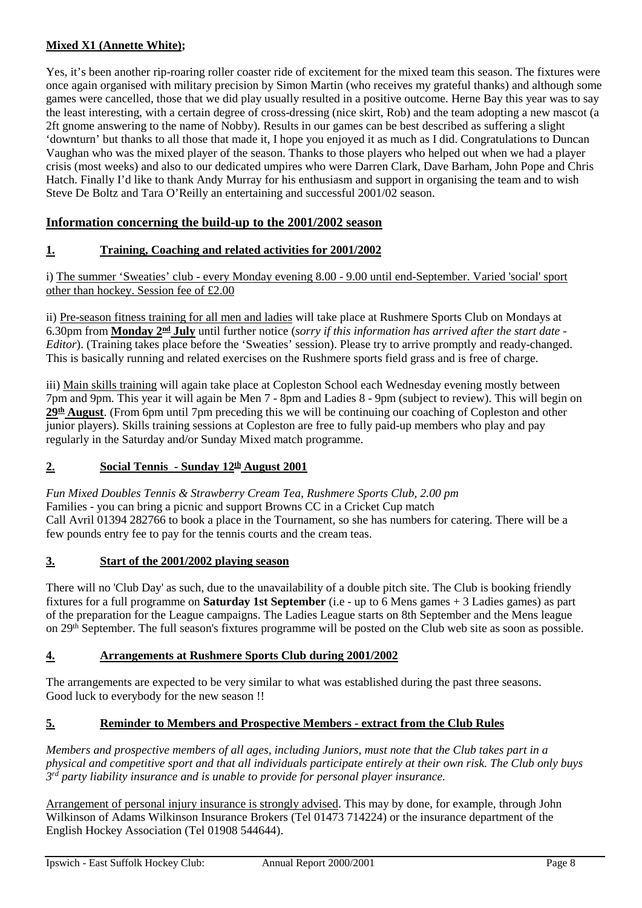**Mixed X1 (Annette White);**

Yes, it's been another rip-roaring roller coaster ride of excitement for the mixed team this season. The fixtures were once again organised with military precision by Simon Martin (who receives my grateful thanks) and although some games were cancelled, those that we did play usually resulted in a positive outcome. Herne Bay this year was to say the least interesting, with a certain degree of cross-dressing (nice skirt, Rob) and the team adopting a new mascot (a 2ft gnome answering to the name of Nobby). Results in our games can be best described as suffering a slight 'downturn' but thanks to all those that made it, I hope you enjoyed it as much as I did. Congratulations to Duncan Vaughan who was the mixed player of the season. Thanks to those players who helped out when we had a player crisis (most weeks) and also to our dedicated umpires who were Darren Clark, Dave Barham, John Pope and Chris Hatch. Finally I'd like to thank Andy Murray for his enthusiasm and support in organising the team and to wish Steve De Boltz and Tara O'Reilly an entertaining and successful 2001/02 season.

## Information concerning the build-up to the 2001/2002 season

### 1. Training, Coaching and related activities for 2001/2002

i) The summer 'Sweaties' club - every Monday evening 8.00 - 9.00 until end-September. Varied 'social' sport other than hockey. Session fee of £2.00

ii) Pre-season fitness training for all men and ladies will take place at Rushmere Sports Club on Mondays at 6.30pm from **Monday 2nd July** until further notice (*sorry if this information has arrived after the start date - Editor*). (Training takes place before the 'Sweaties' session). Please try to arrive promptly and ready-changed. This is basically running and related exercises on the Rushmere sports field grass and is free of charge.

iii) Main skills training will again take place at Copleston School each Wednesday evening mostly between 7pm and 9pm. This year it will again be Men 7 - 8pm and Ladies 8 - 9pm (subject to review). This will begin on **29th August**. (From 6pm until 7pm preceding this we will be continuing our coaching of Copleston and other junior players). Skills training sessions at Copleston are free to fully paid-up members who play and pay regularly in the Saturday and/or Sunday Mixed match programme.

### 2. Social Tennis - Sunday 12th August 2001

*Fun Mixed Doubles Tennis & Strawberry Cream Tea, Rushmere Sports Club, 2.00 pm*
Families - you can bring a picnic and support Browns CC in a Cricket Cup match
Call Avril 01394 282766 to book a place in the Tournament, so she has numbers for catering. There will be a few pounds entry fee to pay for the tennis courts and the cream teas.

### 3. Start of the 2001/2002 playing season

There will no 'Club Day' as such, due to the unavailability of a double pitch site. The Club is booking friendly fixtures for a full programme on **Saturday 1st September** (i.e - up to 6 Mens games + 3 Ladies games) as part of the preparation for the League campaigns. The Ladies League starts on 8th September and the Mens league on 29th September. The full season's fixtures programme will be posted on the Club web site as soon as possible.

### 4. Arrangements at Rushmere Sports Club during 2001/2002

The arrangements are expected to be very similar to what was established during the past three seasons.
Good luck to everybody for the new season !!

### 5. Reminder to Members and Prospective Members - extract from the Club Rules

*Members and prospective members of all ages, including Juniors, must note that the Club takes part in a physical and competitive sport and that all individuals participate entirely at their own risk. The Club only buys 3rd party liability insurance and is unable to provide for personal player insurance.*

Arrangement of personal injury insurance is strongly advised. This may by done, for example, through John Wilkinson of Adams Wilkinson Insurance Brokers (Tel 01473 714224) or the insurance department of the English Hockey Association (Tel 01908 544644).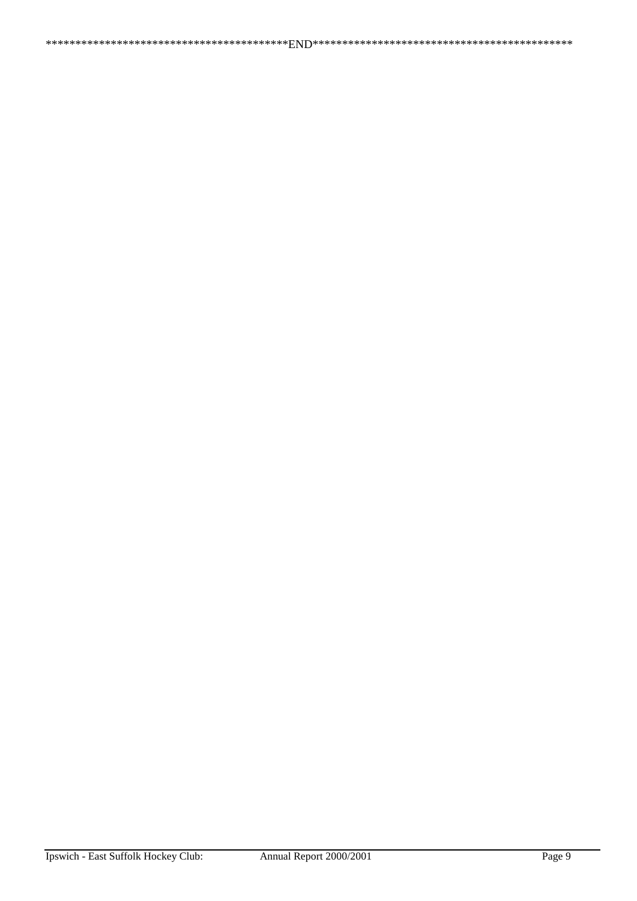*****************************************END********************************************